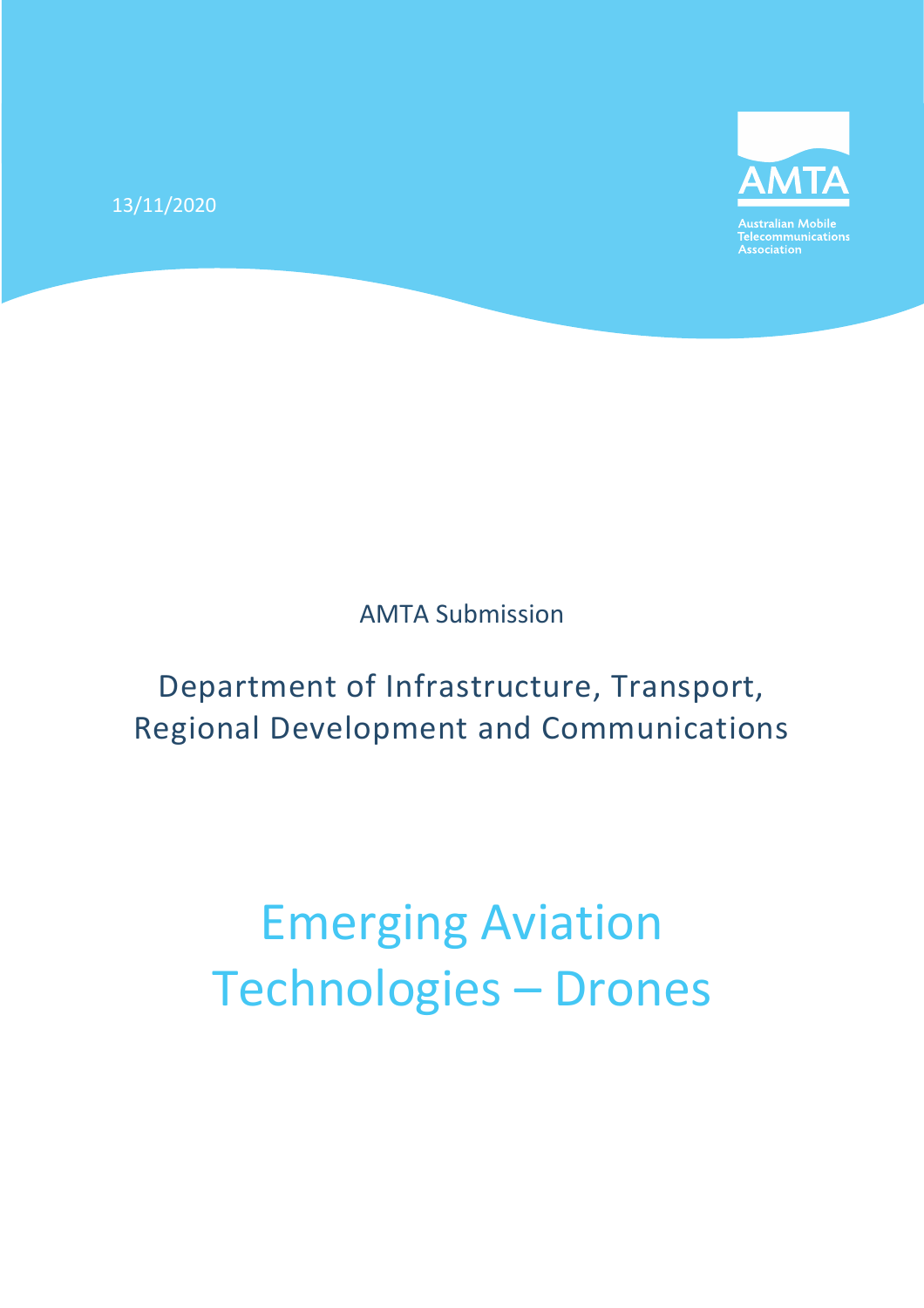13/11/2020

AMTA
Australian Mobile Telecommunications Association

AMTA Submission

Department of Infrastructure, Transport, Regional Development and Communications

# Emerging Aviation Technologies – Drones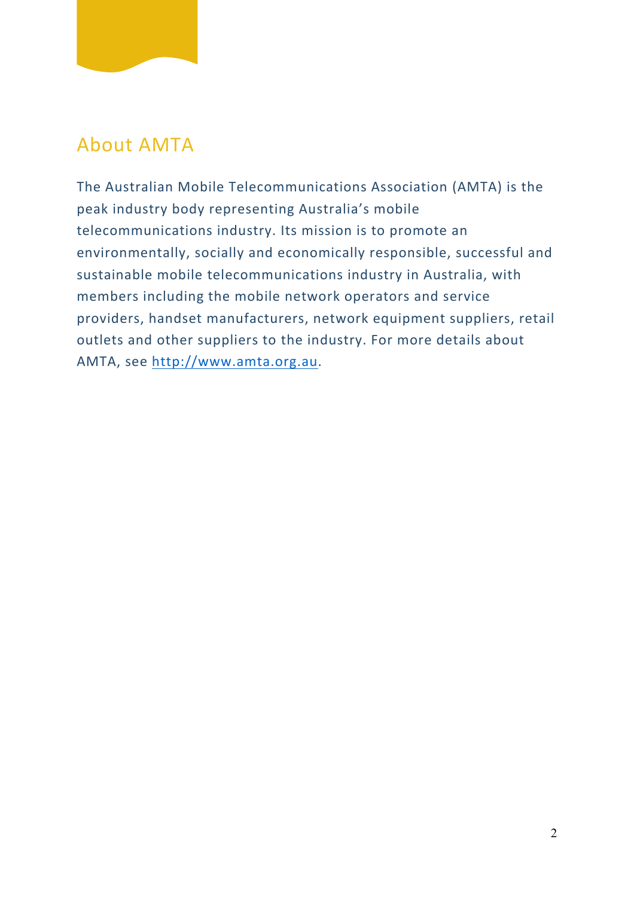# About AMTA

The Australian Mobile Telecommunications Association (AMTA) is the peak industry body representing Australia's mobile telecommunications industry. Its mission is to promote an environmentally, socially and economically responsible, successful and sustainable mobile telecommunications industry in Australia, with members including the mobile network operators and service providers, handset manufacturers, network equipment suppliers, retail outlets and other suppliers to the industry. For more details about AMTA, see http://www.amta.org.au.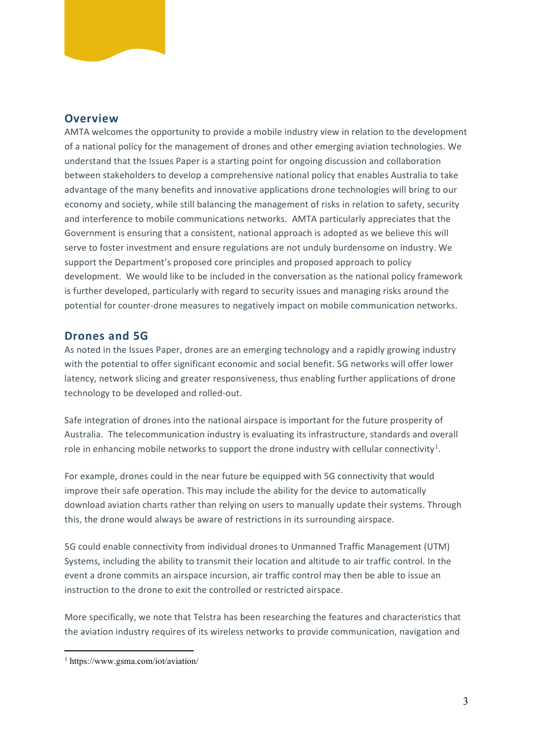## Overview

AMTA welcomes the opportunity to provide a mobile industry view in relation to the development of a national policy for the management of drones and other emerging aviation technologies. We understand that the Issues Paper is a starting point for ongoing discussion and collaboration between stakeholders to develop a comprehensive national policy that enables Australia to take advantage of the many benefits and innovative applications drone technologies will bring to our economy and society, while still balancing the management of risks in relation to safety, security and interference to mobile communications networks. AMTA particularly appreciates that the Government is ensuring that a consistent, national approach is adopted as we believe this will serve to foster investment and ensure regulations are not unduly burdensome on industry. We support the Department's proposed core principles and proposed approach to policy development. We would like to be included in the conversation as the national policy framework is further developed, particularly with regard to security issues and managing risks around the potential for counter-drone measures to negatively impact on mobile communication networks.

## Drones and 5G

As noted in the Issues Paper, drones are an emerging technology and a rapidly growing industry with the potential to offer significant economic and social benefit. 5G networks will offer lower latency, network slicing and greater responsiveness, thus enabling further applications of drone technology to be developed and rolled-out.

Safe integration of drones into the national airspace is important for the future prosperity of Australia. The telecommunication industry is evaluating its infrastructure, standards and overall role in enhancing mobile networks to support the drone industry with cellular connectivity[1].

For example, drones could in the near future be equipped with 5G connectivity that would improve their safe operation. This may include the ability for the device to automatically download aviation charts rather than relying on users to manually update their systems. Through this, the drone would always be aware of restrictions in its surrounding airspace.

5G could enable connectivity from individual drones to Unmanned Traffic Management (UTM) Systems, including the ability to transmit their location and altitude to air traffic control. In the event a drone commits an airspace incursion, air traffic control may then be able to issue an instruction to the drone to exit the controlled or restricted airspace.

More specifically, we note that Telstra has been researching the features and characteristics that the aviation industry requires of its wireless networks to provide communication, navigation and

[1] https://www.gsma.com/iot/aviation/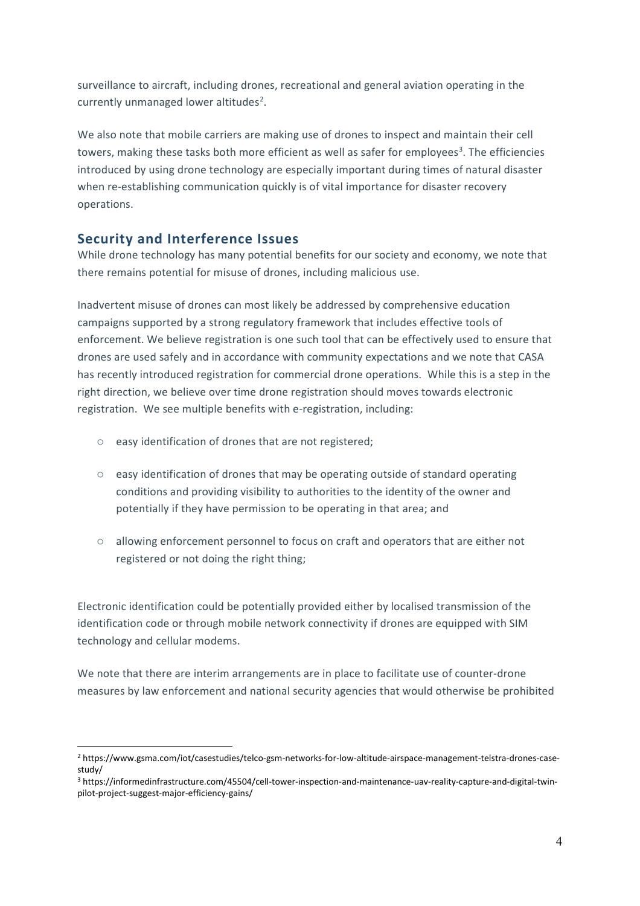surveillance to aircraft, including drones, recreational and general aviation operating in the currently unmanaged lower altitudes[2].

We also note that mobile carriers are making use of drones to inspect and maintain their cell towers, making these tasks both more efficient as well as safer for employees[3]. The efficiencies introduced by using drone technology are especially important during times of natural disaster when re-establishing communication quickly is of vital importance for disaster recovery operations.

## Security and Interference Issues

While drone technology has many potential benefits for our society and economy, we note that there remains potential for misuse of drones, including malicious use.

Inadvertent misuse of drones can most likely be addressed by comprehensive education campaigns supported by a strong regulatory framework that includes effective tools of enforcement. We believe registration is one such tool that can be effectively used to ensure that drones are used safely and in accordance with community expectations and we note that CASA has recently introduced registration for commercial drone operations. While this is a step in the right direction, we believe over time drone registration should moves towards electronic registration. We see multiple benefits with e-registration, including:

- easy identification of drones that are not registered;
- easy identification of drones that may be operating outside of standard operating conditions and providing visibility to authorities to the identity of the owner and potentially if they have permission to be operating in that area; and
- allowing enforcement personnel to focus on craft and operators that are either not registered or not doing the right thing;

Electronic identification could be potentially provided either by localised transmission of the identification code or through mobile network connectivity if drones are equipped with SIM technology and cellular modems.

We note that there are interim arrangements are in place to facilitate use of counter-drone measures by law enforcement and national security agencies that would otherwise be prohibited

---

[2] https://www.gsma.com/iot/casestudies/telco-gsm-networks-for-low-altitude-airspace-management-telstra-drones-case-study/

[3] https://informedinfrastructure.com/45504/cell-tower-inspection-and-maintenance-uav-reality-capture-and-digital-twin-pilot-project-suggest-major-efficiency-gains/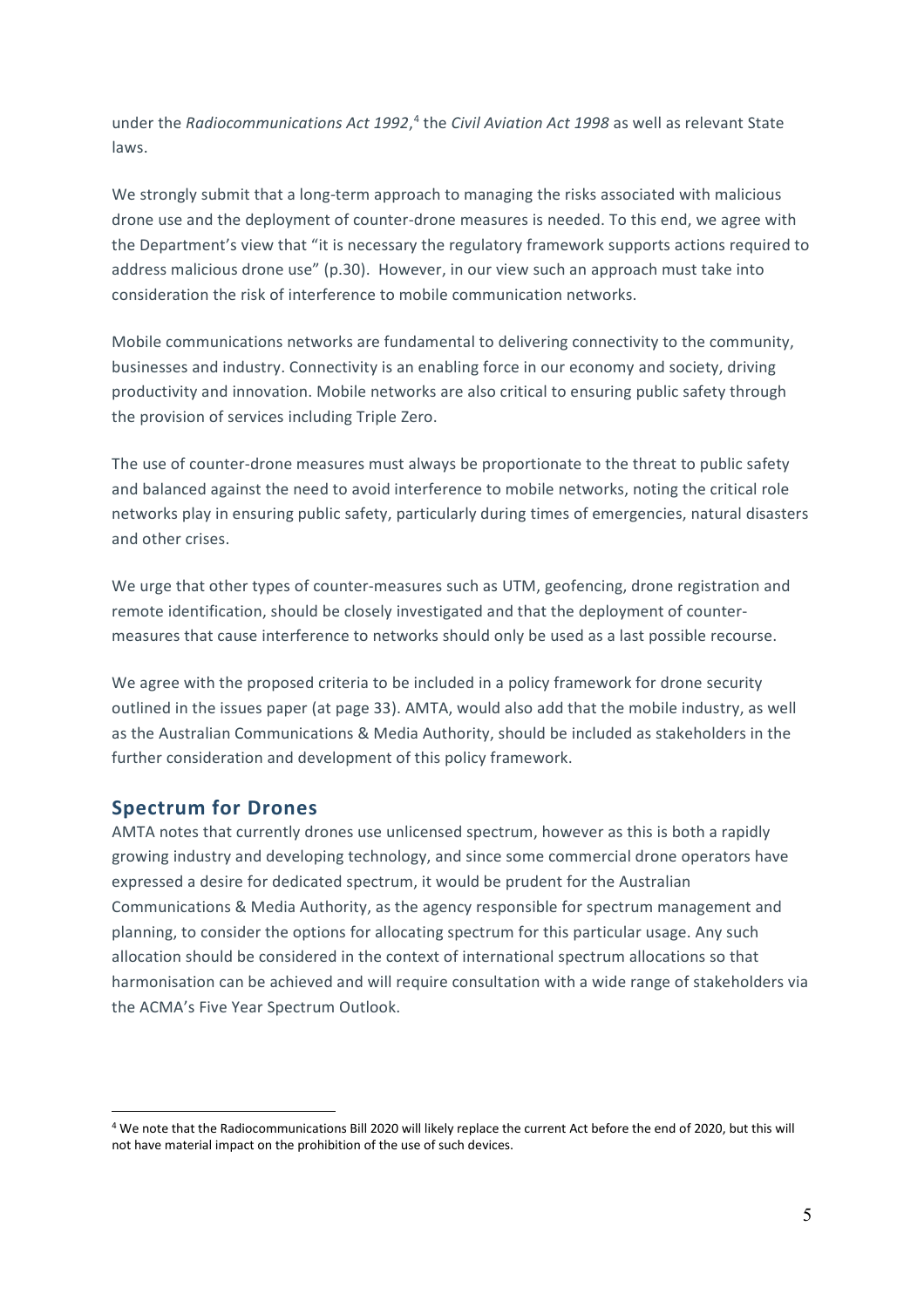under the *Radiocommunications Act 1992*,[4] the *Civil Aviation Act 1998* as well as relevant State laws.

We strongly submit that a long-term approach to managing the risks associated with malicious drone use and the deployment of counter-drone measures is needed. To this end, we agree with the Department's view that "it is necessary the regulatory framework supports actions required to address malicious drone use" (p.30). However, in our view such an approach must take into consideration the risk of interference to mobile communication networks.

Mobile communications networks are fundamental to delivering connectivity to the community, businesses and industry. Connectivity is an enabling force in our economy and society, driving productivity and innovation. Mobile networks are also critical to ensuring public safety through the provision of services including Triple Zero.

The use of counter-drone measures must always be proportionate to the threat to public safety and balanced against the need to avoid interference to mobile networks, noting the critical role networks play in ensuring public safety, particularly during times of emergencies, natural disasters and other crises.

We urge that other types of counter-measures such as UTM, geofencing, drone registration and remote identification, should be closely investigated and that the deployment of counter-measures that cause interference to networks should only be used as a last possible recourse.

We agree with the proposed criteria to be included in a policy framework for drone security outlined in the issues paper (at page 33). AMTA, would also add that the mobile industry, as well as the Australian Communications & Media Authority, should be included as stakeholders in the further consideration and development of this policy framework.

## Spectrum for Drones

AMTA notes that currently drones use unlicensed spectrum, however as this is both a rapidly growing industry and developing technology, and since some commercial drone operators have expressed a desire for dedicated spectrum, it would be prudent for the Australian Communications & Media Authority, as the agency responsible for spectrum management and planning, to consider the options for allocating spectrum for this particular usage. Any such allocation should be considered in the context of international spectrum allocations so that harmonisation can be achieved and will require consultation with a wide range of stakeholders via the ACMA's Five Year Spectrum Outlook.

[4] We note that the Radiocommunications Bill 2020 will likely replace the current Act before the end of 2020, but this will not have material impact on the prohibition of the use of such devices.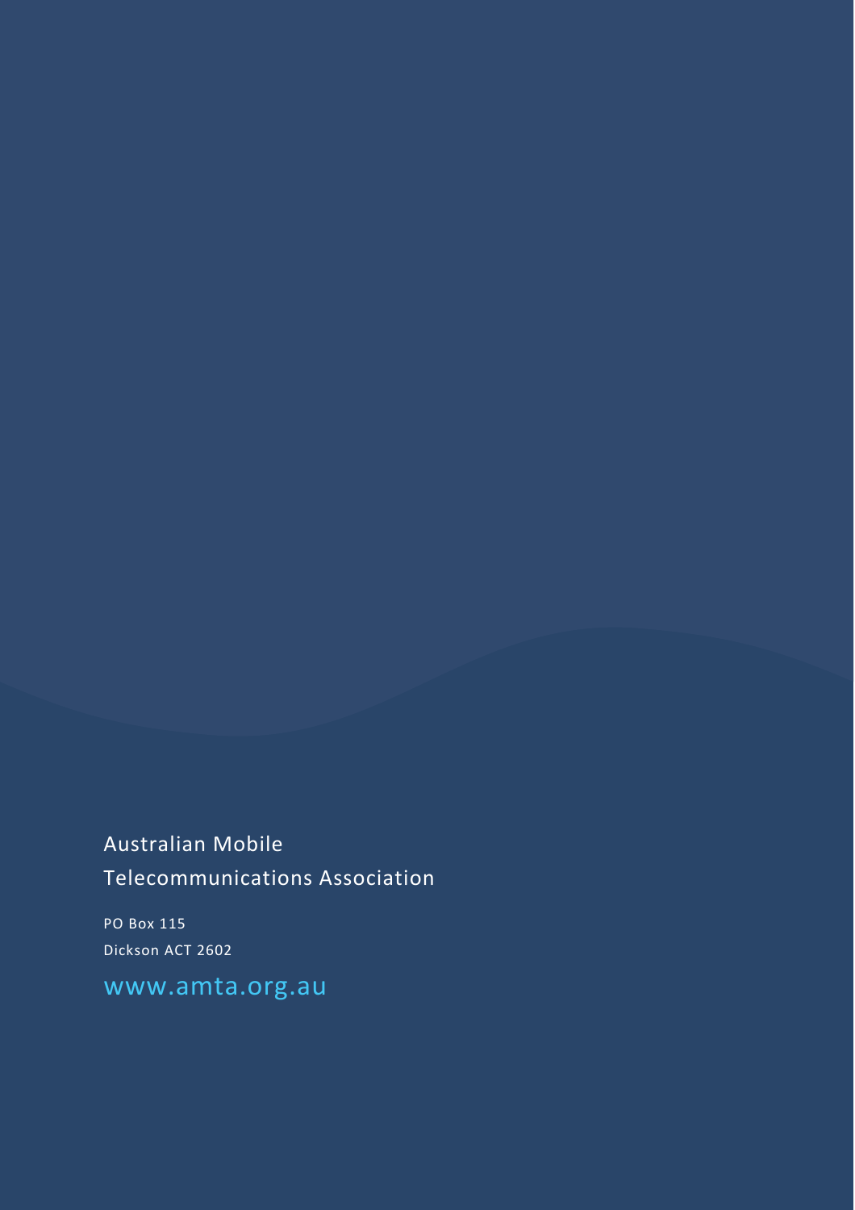Australian Mobile
Telecommunications Association

PO Box 115
Dickson ACT 2602

www.amta.org.au